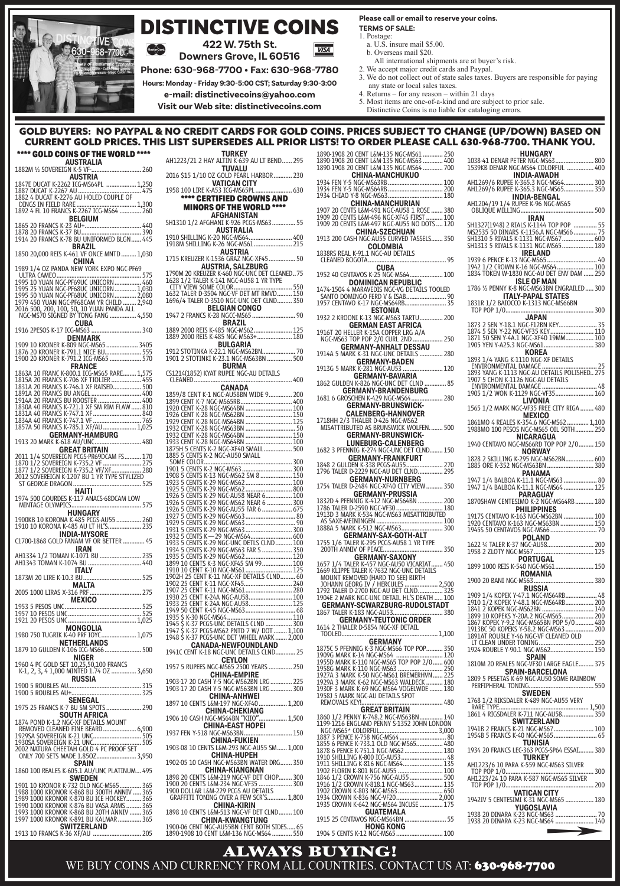# DISTINCTIVE COINS

**422 W. 75th St.**
**Downers Grove, IL 60516**

**Phone: 630-968-7700 • Fax: 630-968-7780**

**Hours: Monday - Friday 9:30-5:00 CST; Saturday 9:30-3:00**

**e-mail: distinctivecoins@yahoo.com**

**Visit our Web site: distinctivecoins.com**

**Please call or email to reserve your coins.**

**TERMS OF SALE:**

1. Postage:
   a. U.S. insure mail $5.00.
   b. Overseas mail $20.
   All international shipments are at buyer's risk.
2. We accept major credit cards and Paypal.
3. We do not collect out of state sales taxes. Buyers are responsible for paying any state or local sales taxes.
4. Returns – for any reason – within 21 days
5. Most items are one-of-a-kind and are subject to prior sale. Distinctive Coins is no liable for cataloging errors.

## GOLD BUYERS: NO PAYPAL & NO CREDIT CARDS FOR GOLD COINS. PRICES SUBJECT TO CHANGE (UP/DOWN) BASED ON CURRENT GOLD PRICES. THIS LIST SUPERSEDES ALL PRIOR LISTS! TO ORDER PLEASE CALL 630-968-7700. THANK YOU.

### **** GOLD COINS OF THE WORLD ****

**AUSTRALIA**
1882M ½ SOVEREIGN K-5 VF- .......... 260

**AUSTRIA**
1847E DUCAT K-2262 ICG-MS64PL .......... 1,250
1887 DUCAT K-2267 AU .......... 475
1882 4 DUCAT K-2276 AU HOLED COUPLE OF DINGS IN FIELD RARE .......... 1,300
1892 4 FL 10 FRANCS K-2267 ICG-MS63 .......... 260

**BELGIUM**
1865 20 FRANCS K-23 AU+ .......... 440
1878 20 FRANCS K-37 BU .......... 390
1914 20 FRANCS K-78 BU UNIFORMED BLGN .......... 445

**BRAZIL**
1850 20,000 REIS K-461 VF ONCE MNTD .......... 1,030

**CHINA**
1989 1/4 OZ PANDA NEW YORK EXPO NGC-PF69 ULTRA CAMEO .......... 575
1995 10 YUAN NGC-PF69UC UNICORN .......... 460
1995 25 YUAN NGC-PF68UC UNICORN .......... 1,030
1995 50 YUAN NGC-PF68UC UNICORN .......... 2,080
1979 450 YUAN NGC-PF68CAM YR CHILD .......... 2,940
2016 500, 200, 100, 50, 10 YUAN PANDA ALL NGC-MS70 SIGNED BY TONG FANG .......... 4,550

**CUBA**
1916 2PESOS K-17 ICG-MS63 .......... 340

**DENMARK**
1909 10 KRONER K-809 NGC-MS65 .......... 3405
1876 20 KRONER K-791.1 NICE BU .......... 555
1900 20 KRONER K-791.2 ICG-MS65 .......... 570

**FRANCE**
1863A 10 FRANC K-800.1 ICG-MS65 RARE .......... 1,575
1815A 20 FRANCS K-706 XF TIOLIER .......... 455
1831A 20 FRANCS K-746.1 XF RAISED .......... 500
1891A 20 FRANCS BU ANGEL .......... 400
1914A 20 FRANCS BU ROOSTER .......... 400
1830A 40 FRANCS K-721.1 XF SM RIM FLAW .......... 810
1831A 40 FRANCS K-747.1 XF .......... 840
1834A 40 FRANCS K-747.1 VF .......... 765
1857A 50 FRANCS K-785.1 XF/AU .......... 1,025

**GERMANY-HAMBURG**
1913 20 MARK K-618 AU/UNC .......... 480

**GREAT BRITAIN**
2011 1/4 SOVEREIGN PCGS-PR69DCAM FS .......... 170
1870 1/2 SOVEREIGN K-735.2 VF .......... 275
1877 1/2 SOVEREIGN K-735.2 VF/XF .......... 280
2012 SOVEREIGN K-1207 BU 1 YR TYPE STYLIZED ST GEORGE DRAGON .......... 525

**HAITI**
1974 500 GOURDES K-117 ANACS-68DCAM LOW MINTAGE OLYMPICS .......... 575

**HUNGARY**
1900KB 10 KORONA K-485 PCGS-AU55 .......... 260
1910 10 KORONA K-485 AU LT HL'S .......... 235

**INDIA-MYSORE**
C1700-1868 GOLD FANAM VF OR BETTER .......... 45

**IRAN**
AH1334 1/2 TOMAN K-1071 BU .......... 235
AH1343 TOMAN K-1074 BU .......... 440

**ITALY**
1873M 20 LIRE K-10.3 BU .......... 525

**MALTA**
2005 1000 LIRAS X-316 PRF .......... 275

**MEXICO**
1953 5 PESOS UNC .......... 525
1957 10 PESOS UNC .......... 525
1921 20 PESOS UNC .......... 1,025

**MONGOLIA**
1980 750 TUGRIK K-40 PRF IOYC .......... 1,075

**NETHERLANDS**
1879 10 GULDEN K-106 ICG-MS66 .......... 500

**NIGER**
1960 4 PC GOLD SET 10,25,50,100 FRANCS K-1, 2, 3, 4 1,000 MINTED 1.74 OZ .......... 3,650

**RUSSIA**
1900 5 ROUBLES AU .......... 315
1900 5 ROUBLES AU+ .......... 325

**SENEGAL**
1975 25 FRANCS K-7 BU SM SPOTS .......... 290

**SOUTH AFRICA**
1874 POND K-1.2 NGC-XF DETAILS MOUNT REMOVED CLEANED FINE BEARD .......... 6,900
1929SA SOVEREIGN K-21 UNC .......... 505
1930SA SOVEREIGN K-21 UNC .......... 505
2002 NATURA CHEETAH GOLD 4 PC PROOF SET ONLY 700 SETS MADE 1.850Z .......... 3,950

**SPAIN**
1860 100 REALES K-605.1 AU/UNC PLATINUM .......... 495

**SWEDEN**
1901 10 KRONOR K-732 OLD NGC-MS65 .......... 365
1988 1000 KRONOR K-868 BU 300TH ANNIV .......... 365
1989 1000 KRONOR K-870 BU ICE HOCKEY .......... 365
1990 1000 KRONOR K-876 BU VASA ARMS .......... 365
1993 1000 KRONOR K-868 BU 20TH ANNIV .......... 365
1997 1000 KRONOR K-891 BU KALMAR .......... 365

**SWITZERLAND**
1913 10 FRANCS K-36 XF/AU .......... 205

**TURKEY**
AH1223/21 2 HAY ALTIN K-639 AU LT BEND .......... 295

**TUVALU**
2016 $15 1/10 OZ GOLD PEARL HARBOR .......... 230

**VATICAN CITY**
1958 100 LIRE K-A53 ICG-MS65PL .......... 630

### **** CERTIFIED CROWNS AND MINORS OF THE WORLD ****

**AFGHANISTAN**
SH1310 1/2 AFGHANI K-926 PCGS-MS63 .......... 55

**AUSTRALIA**
1910 SHILLING K-20 NGC-MS64 .......... 400
1918M SHILLING K-26 NGC-MS61 .......... 215

**AUSTRIA**
1715 KREUZER K-1536 GRAZ NGC-XF45 .......... 50

**AUSTRIA, SALZBURG**
1790M 20 KREUZER K-460 NGC-UNC DET CLEANED .. 75
1628 1/2 TALER K-141 NGC-AU58 1 YR TYPE CITY VIEW SOME COLOR .......... 550
1632 TALER D-3504 NGC-VF DET MT RMVD .......... 150
1696/4 TALER D-3510 NGC-UNC DET CLND .......... 350

**BELGIAN CONGO**
1947 2 FRANCS K-28 NGC-MS65 .......... 90

**BRAZIL**
1889 2000 REIS K-485 NGC-MS62 .......... 125
1889 2000 REIS K-485 NGC-MS63+ .......... 180

**BULGARIA**
1912 STOTINKA K-22.1 NGC-MS62BN .......... 70
1901 2 STOTINKI K-23.1 NGC-MS63BN .......... 500

**BURMA**
CS1214(1852) KYAT RUPEE NGC-AU DETAILS CLEANED .......... 400

**CANADA**
1859/8 CENT K-1 NGC-AU58BN WIDE 9 .......... 200
1899 CENT K-7 NGC-MS65RB .......... 400
1920 CENT K-28 NGC-MS64BN .......... 100
1926 CENT K-28 NGC-MS62BN .......... 150
1929 CENT K-28 NGC-MS64BN .......... 125
1932 CENT K-28 NGC-MS63BN .......... 50
1932 CENT K-28 NGC-MS64BN .......... 150
1933 CENT K-28 NGC-MS64BN .......... 100
1875H 5 CENTS K-2 NGC-XF40 SMALL .......... 500
1885 5 CENTS K-2 NGC-AU50 SMALL SOME COLOR .......... 300
1901 5 CENTS K-2 NGC-MS63 .......... 300
1908 5 CENTS K-13 NGC-MS62 SM 8 .......... 150
1923 5 CENTS K-29 NGC-MS62 .......... 100
1925 5 CENTS K-29 NGC-MS62 .......... 800
1926 5 CENTS K-29 NGC-AU58 NEAR 6 .......... 100
1926 5 CENTS K-29 NGC-MS62 NEAR 6 .......... 300
1926 5 CENTS K-29 NGC-AU55 FAR 6 .......... 675
1927 5 CENTS K-29 NGC-MS63 .......... 80
1929 5 CENTS K-29 NGC-MS63 .......... 90
1931 5 CENTS K-29 NGC-MS63 .......... 300
1932 5 CENTS K— 29 NGC-MS64 .......... 600
1933 5 CENTS K-29 NGC-UNC DETLS CLND .......... 100
1934 5 CENTS K-29 NGC-MS63 FAR 5 .......... 350
1935 5 CENTS K-29 NGC-MS62 .......... 120
1899 10 CENTS K-3 NGC-XF45 SM 99 .......... 100
1910 10 CENT K-10 NGC-MS61 .......... 125
1902H 25 CENT K-11 NGC-XF DETAILS CLND .......... 60
1902 25 CENT K-11 NGC-XF45 .......... 240
1907 25 CENT K-11 NGC-MS61 .......... 280
1930 25 CENT K-24A NGC-AU58 .......... 100
1933 25 CENT K-24A NGC-AU58 .......... 125
1949 50 CENT K-45 NGC-MS63 .......... 68
1935 $ K-30 NGC-MS64 .......... 110
1945 $ K-37 PCGS-UNC DETAILS CLND .......... 300
1947 $ K-37 PCGS-MS62 PNTD 7 W/ DOT .......... 1,100
1948 $ K-37 PCGS-UNC DET WHEEL MARK .......... 2,000

**CANADA-NEWFOUNDLAND**
1941C CENT K-18 NGC-UNC DETAILS CLND .......... 25

**CEYLON**
1957 5 RUPEES NGC-MS65 2500 YEARS .......... 250

**CHINA-EMPIRE**
1903-17 20 CASH Y-5 NGC-MS62BN LRG .......... 225
1903-17 20 CASH Y-5 NGC-MS63BN LRG .......... 300

**CHINA-ANHWEI**
1897 10 CENTS L&M-197 NGC-XF40 .......... 1,200

**CHINA-CHEKIANG**
1906 10 CASH NGC-MS64BN "KIIO" .......... 1,500

**CHINA-EAST HOPEI**
1937 FEN Y-518 NGC-MS63BN .......... 150

**CHINA-FUKIEN**
1903-08 10 CENTS L&M-293 NGC-AU55 SM .......... 1,000

**CHINA-HUPEH**
1902-05 10 CASH NGC-MS63BN WATER DRG .......... 350

**CHINA-KIANGNAN**
1898 20 CENTS L&M-219 NGC-VF DET CHOP .......... 300
1900 20 CENTS L&M-234 NGC-VF35 .......... 300
1900 DOLLAR L&M-229 PCGS AU DETAILS GRAFFITI TONING OVER A FEW SCR'S .......... 1,800

**CHINA-KIRIN**
1898 10 CENTS L&M-513 NGC-VF DET CLND .......... 100

**CHINA-KWANGTUNG**
1900-06 CENT NGC-AU55BN CENT BOTH SIDES .......... 65
1890-1908 10 CENT L&M-136 NGC-MS64 .......... 550
1890-1908 20 CENT L&M-135 NGC-MS61 .......... 250
1890-1908 20 CENT L&M-135 NGC-MS63 .......... 400
1890-1908 20 CENT L&M-135 NGC-MS64 .......... 700

**CHINA-MANCHUKUO**
1934 FEN Y-5 NGC-MS63RB .......... 100
1934 FEN Y-5 NGC-MS64RB .......... 200
1934 CHIAO Y-8 NGC-MS63 .......... 180

**CHINA-MANCHURIAN**
1907 20 CENTS L&M-491 NGC-AU58 1 ROSE .......... 380
1909 20 CENTS L&M-496 NGC-XF45 FIRST .......... 100
1909 20 CENTS L&M-497 NGC-AU55 NO DOTS .......... 120

**CHINA-SZECHUAN**
1913 200 CASH NGC-AU55 CURVED TASSELS .......... 350

**COLOMBIA**
1838RS REAL K-91.1 NGC-AU DETAILS CLEANED BOGOTA .......... 95

**CUBA**
1952 40 CENTAVOS K-25 NGC-MS64 .......... 100

**DOMINICAN REPUBLIC**
1474-1504 4 MARAVEDIS NGC-VG DETAILS TOOLED SANTO DOMINGO FERD V & ISAB .......... 90
1957 CENTAVO K-17 NGC-MS64RB .......... 35

**ESTONIA**
1932 2 KROONI K-13 NGC-MS63 TARTU .......... 200

**GERMAN EAST AFRICA**
1916T 20 HELLER K-15A COPPER LRG A/A NGC-MS63 TOP POP 2/0 CURL 2ND .......... 250

**GERMANY-ANHALT DESSAU**
1914A 5 MARK K-31 NGC-UNC DETAILS .......... 280

**GERMANY-BADEN**
1913G 5 MARK K-281 NGC-AU53 .......... 120

**GERMANY-BAVARIA**
1862 GULDEN K-826 NGC-UNC DET CLND .......... 85

**GERMANY-BRANDENBURG**
1681 6 GROSCHEN K-429 NGC-MS64 .......... 280

**GERMANY-BRUNSWICK-CALENBERG-HANNOVER**
1718HH 2/3 THALER D-426 NGC-MS62 MISATTRIBUTED AS BRUNSWICK WOLFEN .......... 500

**GERMANY-BRUNSWICK-LUNEBURG-CALENBERG**
1682 3 PFENNIG K-274 NGC-UNC DET CLND .......... 150

**GERMANY-FRANKFURT**
1848 2 GULDEN K-338 PCGS-AU55 .......... 270
1796 TALER D-2229 NGC-AU DET CLND .......... 295

**GERMANY-NURNBERG**
1754 TALER D-2484 NGC-XF40 CITY VIEW .......... 350

**GERMANY-PRUSSIA**
1832D 4 PFENNIG K-412 NGC-MS64BN .......... 200
1786 TALER D-2590 NGC-VF30 .......... 180
1913D 3 MARK K-534 NGC-MS63 MISATTRIBUTED AS SAXE-MEININGEN .......... 100
1888A 5 MARK K-512 NGC-MS63 .......... 300

**GERMANY-SAX-GOTH-ALT**
1755 1/6 TALER K-295 PCGS-AU58 1 YR TYPE 200TH ANNIV OF PEACE .......... 350

**GERMANY-SAXONY**
1657 1/4 TALER K-457 NGC-AU50 VICARIAT .......... 450
1669 KLIPPE TALER K-7632 NGC-UNC DETAILS MOUNT REMOVED (HARD TO SEE) BIRTH JOHANN GEORG IV / HERCULES .......... 2,500
1792 TALER D-2700 NGC-AU DET CLND .......... 325
1904E 2 MARK NGC-UNC DETAIL HL'S DEATH .......... 100

**GERMANY-SCHWARZBURG-RUDOLSTADT**
1867 TALER K-183 NGC-AU53 .......... 380

**GERMANY-TEUTONIC ORDER**
1614 2 THALER D-5854 NGC-XF DETAIL TOOLED .......... 1,100

**GERMANY**
1875C 5 PFENNIG K-3 NGC-MS66 TOP POP .......... 350
1909G MARK K-14 NGC-MS64 .......... 120
1955D MARK K-110 NGC-MS65 TOP POP 2/0 .......... 600
1958G MARK K-110 NGC-MS63 .......... 250
1927A 3 MARK K-50 NGC-MS61 BREMERHVN .......... 225
1929A 3 MARK K-62 NGC-MS63 WALDECK .......... 180
1930F 3 MARK K-69 NGC-MS64 VOGELWDE .......... 180
1958J 5 MARK NGC-AU DETAILS SPOT REMOVALS KEY! .......... 480

**GREAT BRITAIN**
1860 1/2 PENNY K-748.2 NGC-MS63BN .......... 140
1199-1216 ENGLAND PENNY S-1352 JOHN LONDON NGC-MS65* COLORFUL .......... 3,000
1887 3 PENCE K-758 NGC-MS64 .......... 80
1855 6 PENCE K-733.1 OLD NGC-MS65 .......... 480
1878 6 PENCE K-751.1 NGC-MS62 .......... 180
1910 SHILLING K-800 ICG-AU53 .......... 48
1911 SHILLING K-816 NGC-MS64 .......... 135
1902 FLORIN K-801 NGC-AU55 .......... 100
1846 1/2 CROWN K-756 NGC-AU55 .......... 500
1916 1/2 CROWN K-818.1 NGC-MS63 .......... 135
1902 CROWN K-803 NGC-MS63 .......... 650
1934 CROWN K-836 NGC-VF20 .......... 2,000
1935 CROWN K-642 NGC-MS64 INCUSE .......... 175

**GUATEMALA**
1915 25 CENTAVOS NGC-MS64BN .......... 55

**HONG KONG**
1904 5 CENTS K-12 NGC-MS65 .......... 100

**HUNGARY**
1038-41 DENAR PETER NGC-MS63 .......... 800
1539KB DENAR NGC-MS64 COLORFUL .......... 400

**INDIA-AWADH**
AH1269/6 RUPEE K-365.3 NGC-MS64 .......... 300
AH1269/6 RUPEE K-365.3 NGC-MS65 .......... 350

**INDIA-BENGAL**
AH1204/19 1/4 RUPEE K-96 NGC-MS65 OBLIQUE MILLING .......... 500

**IRAN**
SH1327(1948) 2 RIALS K-1144 TOP POP .......... 55
MS2535 50 DINARS K-1156.A NGC-MS66 .......... 75
SH1310 5 RIYALS K-1131 NGC-MS67 .......... 600
SH1313 5 RIYALS K-1131 NGC-MS65 .......... 180

**IRELAND**
1939 6 PENCE K-13 NGC-MS65 .......... 40
1942 1/2 CROWN K-16 NGC-MS64 .......... 100
1834 TOKEN W-1830 NGC-AU DET ENV DAM .......... 250

**ISLE OF MAN**
1786 ½ PENNY K-8 NGC-MS63BN ENGRAILED .......... 300

**ITALY-PAPAL STATES**
1831R 1/2 BAIOCCO K-1313 NGC-MS66BN TOP POP 1/0 .......... 300

**JAPAN**
1873 2 SEN Y-18.1 NGC-F12BN KEY .......... 35
1874 5 SEN Y-22 NGC-VF35 KEY .......... 110
1871 50 SEN Y-4A.1 NGC-XF40 19MM .......... 100
1905 YEN Y-A25.3 NGC-MS61 .......... 380

**KOREA**
1893 1/4 YANG K-1110 NGC-XF DETAILS ENVIRONMENTAL DAMAGE .......... 25
1893 YANG K-1113 NGC-AU DETAILS POLISHED .. 275
1907 5 CHON K-1126 NGC-AU DETAILS ENVIRONMENTAL DAMAGE .......... 48
1905 1/2 WON K-1129 NGC-VF35 .......... 160

**LIVONIA**
1565 1/2 MARK NGC-VF35 FREE CITY RIGA .......... 480

**MEXICO**
1861MO 4 REALES K-354.6 NGC-MS62 .......... 1,100
1988MO 100 PESOS NGC-MS65 OIL 50TH .......... 250

**NICARAGUA**
1940 CENTAVO NGC-MS66RD TOP POP 2/0 .......... 150

**NORWAY**
1828 2 SKILLING K-295 NGC-MS62BN .......... 600
1885 ORE K-352 NGC-MS63BN .......... 380

**PANAMA**
1947 1/4 BALBOA K-11.1 NGC-MS63 .......... 80
1947 1/4 BALBOA K-11.1 NGC-MS64 .......... 125

**PARAGUAY**
1870SHAW CENTESIMO K-2 NGC-MS64RB .......... 180

**PHILIPPINES**
1917S CENTAVO K-163 NGC-MS62BN .......... 100
1920 CENTAVO K-163 NGC-MS63BN .......... 150
1945S 50 CENTAVOS NGC-MS66 .......... 70

**POLAND**
1622 ¼ TALER K-37 NGC-AU58 .......... 200
1958 2 ZLOTY NGC-MS67 .......... 125

**PORTUGAL**
1899 1000 REIS K-540 NGC-MS61 .......... 150

**ROMANIA**
1900 20 BANI NGC-MS63 .......... 380

**RUSSIA**
1909 1/4 KOPEK Y-47.1 NGC-MS64RB .......... 48
1910 1/2 KOPEK Y-48.1 NGC-MS64RB .......... 200
1841 2 KOPEK NGC-MS62BN .......... 140
1899 10 KOPEKS Y-20A.2 NGC-MS65 .......... 200
1867 KOPEK Y-9.2 NGC-MS65BN POP 5/0 .......... 480
1913BC 50 KOPEKS Y-58.2 NGC-MS63 .......... 200
1891AT ROUBLE Y-46 NGC-VF CLEANED OLD LT CLEAN UNDER TONING .......... 250
1924 ROUBLE Y-90.1 NGC-MS62 .......... 150

**SPAIN**
1810M 20 REALES NGC-VF30 LARGE EAGLE .......... 375

**SPAIN-BARCELONA**
1809 5 PESETAS K-69 NGC-AU50 SOME RAINBOW PERFIPHERAL TONING .......... 550

**SWEDEN**
1768 1/2 RIKSDALER K-489 NGC-AU55 VERY RARE TYPE .......... 1,500
1861 4 RIGSDALER K-711 NGC-AU58 .......... 350

**SWITZERLAND**
1941B 2 FRANCS K-21 NGC-MS67 .......... 100
1954B 5 FRANCS K-40 NGC-MS65 .......... 65

**TUNISIA**
1934 20 FRANCS LEC-363 PCGS-SP64 ESSAI .......... 380

**TURKEY**
AH1223/6 10 PARA K-559 NGC-MS63 SILVER TOP POP 1/0 .......... 300
AH1223/24 10 PARA K-587 NGC-MS65 SILVER TOP POP 1/0 .......... 200

**VATICAN CITY**
1942IV 5 CENTESIMI K-31 NGC-MS65 .......... 180

**YUGOSLAVIA**
1938 20 DINARA K-23 NGC-MS63 .......... 70
1938 20 DINARA K-23 NGC-MS64 .......... 140

## ALWAYS BUYING!

WE BUY COINS AND CURRENCY FROM ALL COUNTRIES. CONTACT US AT: **630-968-7700**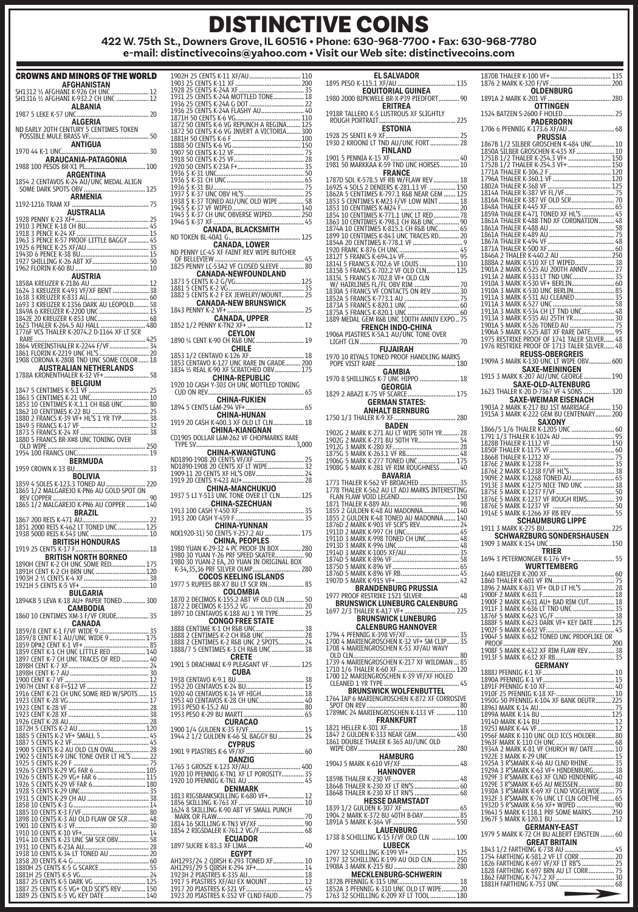# DISTINCTIVE COINS

**422 W. 75th St., Downers Grove, IL 60516 • Phone: 630-968-7700 • Fax: 630-968-7780**
**e-mail: distinctivecoins@yahoo.com • Visit our Web site: distinctivecoins.com**

## CROWNS AND MINORS OF THE WORLD

### AFGHANISTAN
SH1312 ½ AFGHANI K-926 CH UNC ........ 12
SH1316 ½ AFGHANI K-932.2 CH UNC ........ 12

### ALBANIA
1987 5 LEKE K-57 UNC ........ 20

### ALGERIA
ND EARLY 20TH CENTURY 5 CENTIMES TOKEN POSSIBLE MULE BRASS VF ........ 50

### ANTIGUA
1970 44 K-1 UNC ........ 12

### ARAUCANIA-PATAGONIA
1988 100 PESOS BR-X1 PL ........ 100

### ARGENTINA
1854 2 CENTAVOS K-24 AU/UNC MEDAL ALIGN SOME DARK SPOTS OBV ........ 125

### ARMENIA
1192-1216 TRAM XF ........ 75

### AUSTRALIA
1928 PENNY K-23 XF+ ........ 25
1910 3 PENCE K-18 CH BU ........ 45
1918 3 PENCE K-24 XF ........ 15
1963 3 PENCE K-57 PROOF LITTLE BAGGY ........ 45
1925 6 PENCE K-25 XF/AU ........ 35
1943D 6 PENCE K-38 BU ........ 15
1927 SHILLING K-26 ABT XF ........ 50
1962 FLORIN K-60 BU ........ 10

### AUSTRIA
1858A KREUZER K-2186 AU ........ 12
1624 3 KREUZER K-493 VF/XF BENT ........ 38
1638 3 KREUZER K-833 AU ........ 60
1693 3 KREUZER K-1356 DARK AU LEOPOLD ........ 58
1849A 6 KREUZER K-2200 UNC ........ 15
1842E 20 KREUZER K-853 UNC ........ 68
1623 THALER K-264.5 AU HALL ........ 480
1776F VCS THALER K-2074.2 D-1164 XF LT SCR RARE ........ 425
1864 VEREINSTHALER K-2244 F/VF ........ 34
1861 FLORIN K-2219 UNC HL'S ........ 20
1908 CORONA K-2808 TND UNC SOME COLOR ........ 18

### AUSTRALIAN NETHERLANDS
1788A KRONENTHALER K-32 VF+ ........ 58

### BELGIUM
1847 5 CENTIMES K-5.1 VF ........ 25
1863 5 CENTIMES K-21 UNC ........ 10
1853 10 CENTIMES K-X.1.1 CH R&B UNC ........ 80
1862 10 CENTIMES K-22 BU ........ 25
1880 2 FRANCS K-39 VF+ HL'S 1 YR TYP ........ 38
1849 5 FRANCS K-17 VF ........ 32
1873 5 FRANCS K-24 XF ........ 38
1880 5 FRANCS BR-X#8 UNC TONING OVER OLD WIPE ........ 250
1954 100 FRANCS UNC ........ 19

### BERMUDA
1959 CROWN K-13 BU ........ 33

### BOLIVIA
1859 4 SOLES K-123.3 TONED AU ........ 220
1865 1/2 MALGAREJO K-PN6 AU GOLD SPOT ON REV COPPER ........ 90
1865 1/2 MALGAREJO K-PN6 AU COPPER ........ 140

### BRAZIL
1867 200 REIS K-471 AU ........ 22
1851 2000 REIS K-462 LT TONED UNC ........ 125
1938 5000 REIS K-543 UNC ........ 10

### BRITISH HONDURAS
1919 25 CENTS K-17 F ........ 18

### BRITISH NORTH BORNEO
1890H CENT K-2 CH UNC SOME RED ........ 125
1891H CENT K-2 CH BRN UNC ........ 120
1903H 2 ½ CENTS K-4 XF ........ 38
1921H 5 CENTS K-5 VF+ ........ 10

### BULGARIA
1894KB 5 LEVA K-18 AU+ PAPER TONED ........ 300

### CAMBODIA
1860 10 CENTIMES K-31 F/VF CRUDE ........ 35

### CANADA
1859/8 CENT K-1 F/VF WIDE 9 ........ 35
1859/8 CENT K-1 AU/UNC WIDE 9 ........ 175
1859 DP#2 CENT K-1 VF+ ........ 85
1859 CENT K-1 CH UNC LITTLE RED ........ 140
1897 CENT K-7 CH UNC TRACES OF RED ........ 40
1898H CENT K-7 XF ........ 24
1898H CENT K-7 AU ........ 30
1900 CENT K-7 VF ........ 12
1907H CENT K-8 F=$12 VF ........ 22
1916 CENT K-21 CH UNC SOME RED W/SPOTS ........ 15
1923 CENT K-28 VG ........ 17
1923 CENT K-28 VF ........ 28
1923 CENT K-28 XF ........ 38
1926 CENT K-28 AU ........ 28
1872H 5 CENTS K-2 AU ........ 24
1885 5 CENTS K-2 VF+ SMALL 5 ........ 45
1887 5 CENTS K-2 VF ........ 45
1900 5 CENTS K-2 AU OLD CLN OVAL ........ 28
1902 5 CENTS K-9 UNC TONE OVER LT HL'S ........ 22
1925 5 CENTS K-29 F ........ 75
1926 5 CENTS K-29 VG FAR 6 ........ 105
1926 5 CENTS K-29 VG+ FAR 6 ........ 115
1926 5 CENTS K-29 VF FAR 6 ........ 180
1928 5 CENTS K-29 UNC ........ 35
1931 5 CENTS K-29 CH AU ........ 38
1858 10 CENTS K-3 G ........ 14
1885 10 CENTS K-3 F/VF ........ 80
1898 10 CENTS K-3 AU OLD FLAW OR SCR ........ 48
1901 10 CENTS K-3 VF ........ 30
1910 10 CENTS K-10 VF+ ........ 14
1914 10 CENTS K-23 UNC SM SCR OBV ........ 58
1931 10 CENTS K-23A AU ........ 28
1938 10 CENTS K-34 LT TONED AU ........ 20
1858 20 CENTS K-4 G ........ 60
1880H 25 CENTS K-5 G SCARCE ........ 55
1881H 25 CENTS K-5 VG ........ 24
1887 25 CENTS K-5 DARK VG ........ 125
1887 25 CENTS K-5 VG+ OLD SCR'S REV ........ 150
1889 25 CENTS K-5 VG KEY DATE ........ 140
1902H 25 CENTS K-11 XF/AU ........ 110
1903 25 CENTS K-11 XF ........ 200
1928 25 CENTS K-24A XF ........ 35
1931 25 CENTS K-24A MOTTLED TONE ........ 18
1936 25 CENTS K-24A G DOT ........ 22
1936 25 CENTS K-24A FLASHY AU ........ 40
1871H 50 CENTS K-6 VG ........ 110
1872 50 CENTS K-6 VG REPUNCH A REGINA ........ 125
1872 50 CENTS K-6 VG INVERT A VICTORIA ........ 300
1881H 50 CENTS K-6 F ........ 100
1888 50 CENTS K-6 VG ........ 150
1907 50 CENTS K-12 VF ........ 75
1918 50 CENTS K-25 VF ........ 28
1920 50 CENTS K-23A F+ ........ 35
1936 $ K-31 UNC ........ 50
1936 $ K-31 CH UNC ........ 65
1936 $ K-31 BU ........ 75
1937 $ K-37 UNC OBV HL'S ........ 25
1938 $ K-37 TONED AU/UNC OLD WIPE ........ 58
1945 $ K-37 VF WIPED ........ 140
1945 $ K-37 CH UNC OBVERSE WIPED ........ 250
1946 $ K-37 XF ........ 45

### CANADA, BLACKSMITH
ND TOKEN BL-40A1 G ........ 125

### CANADA, LOWER
ND PENNY LC-45 XF FAINT REV WIPE BUTCHER OF BELLEVIEW ........ 45
1825 PENNY LC-53A2 VF CLOSED SLEEVE ........ 80

### CANADA-NEWFOUNDLAND
1873 5 CENTS K-2 G/VG ........ 125
1881 5 CENTS K-2 VG ........ 35
1882 5 CENTS K-2 F EX JEWELRY/MOUNT ........ 25

### CANADA-NEW BRUNSWICK
1843 PENNY K-2 VF+ ........ 35

### CANADA, UPPER
1852 1/2 PENNY K-TN2 XF+ ........ 22

### CEYLON
1890 ¼ CENT K-90 CH R&B UNC ........ 19

### CHILE
1853 1/2 CENTAVO K-126 XF ........ 18
1853 CENTAVO K-127 UNC RARE IN GRADE ........ 200
1834 ½ REAL K-90 XF SCRATCHED OBV ........ 175

### CHINA-REPUBLIC
1920 10 CASH Y-303 CH UNC MOTTLED TONING CUD ON REV ........ 65

### CHINA-FUKIEN
1894 5 CENTS L&M-294 VF+ ........ 65

### CHINA-HUNAN
1919 20 CASH K-400.3 XF OLD LT CLN ........ 18

### CHINA-KIANGNAN
CD1905 DOLLAR L&M-262 VF CHOPMARKS RARE TYPE SV ........ 3,000

### CHINA-KWANGTUNG
ND1890-1908 20 CENTS VF/XF ........ 25
ND1890-1908 20 CENTS XF LT WIPE ........ 32
1909-11 20 CENTS XF HL'S OBV ........ 24
1919 20 CENTS Y-423 AU+ ........ 28

### CHINA-MANCHUKUO
1937 5 LI Y-513 UNC TONE OVER LT CLN ........ 125

### CHINA-SZECHUAN
1913 100 CASH Y-450 XF ........ 35
1913 200 CASH Y-459 F ........ 35

### CHINA-YUNNAN
ND(1920-31) 50 CENTS Y-257.2 AU ........ 175

### CHINA, PEOPLES
1980 YUAN K-29-32 4 PC PROOF IN BOX ........ 280
1980 30 YUAN Y-26 PRF SPEED SKATER ........ 90
1980 30 YUAN-2 EA, 20 YUAN IN ORIGINAL BOX K-34,35,36 PRF SILVER OLMP ........ 280

### COCOS KEELING ISLANDS
1977 5 RUPEES BR-X7 BU LT SCR RN ........ 85

### COLOMBIA
1870 2 DECIMOS K-155.2 ABT VF OLD CLN ........ 50
1872 2 DECIMOS K-155.2 VG ........ 20
1897 10 CENTAVOS K-188 AU 1 YR TYPE ........ 25

### CONGO FREE STATE
1888 CENTIME K-1 CH R&B UNC ........ 38
1888 2 CENTIMES K-2 CH R&B UNC ........ 28
1888 2 CENTIMES K-2 R&B UNC 2 SPOTS ........ 24
1888/7 5 CENTIMES K-3 CH R&B UNC ........ 38

### CRETE
1901 5 DRACHMAI K-9 PLEASANT VF ........ 125

### CUBA
1938 CENTAVO K-9.1 BU ........ 38
1952 20 CENTAVOS K-24 BU ........ 15
1920 40 CENTAVOS K-14 VF HIGH ........ 18
1953 40 CENTAVOS K-28 CH UNC ........ 40
1933 PESO K-15.2 AU ........ 80
1953 PESO K-29 BU MARTI ........ 65

### CURACAO
1900 1/4 GULDEN K-35 F/VF ........ 15
1944 2 1/2 GULDEN K-46 SL BAGGY BU ........ 24

### CYPRUS
1901 9 PIASTRES K-6 VF/XF ........ 60

### DANZIG
1765 3 GROSZE K-123 XF/AU ........ 400
1920 10 PFENNIG K-TN1 XF LT POROSITY ........ 35
1920 10 PFENNIG K-TN1 AU ........ 45

### DENMARK
1813 RIGSBANKSKILLING K-680 VF+ ........ 12
1856 SKILLING K-763 XF ........ 30
1624 8 SKILLING K-90 ABT VF SMALL PUNCH MARK OR FLAW ........ 70
1814 16 SKILLING K-TN3 VF/XF ........ 90
1854 2 RIGSDALER K-761.2 VG/F ........ 68

### ECUADOR
1897 SUCRE K-83.3 XF LIMA ........ 40

### EGYPT
AH1293/24 2 QIRSH K-293 TONED XF ........ 10
AH1293/29 5 QIRSH K-294 XF+ ........ 14
1923H 2 PIASTRES K-335 AU ........ 18
1917 5 PIASTRES XF/AU EX MOUNT ........ 12
1917 20 PIASTRES K-321 VF ........ 45
1923 20 PIASTRES K-352 VF CLND FAUD ........ 75

### EL SALVADOR
1895 PESO K-115.1 XF/AU ........ 135

### EQUITORIAL GUINEA
1980 2000 BIPKWELE BR-X-P39 PIEDFORT ........ 90

### ERITREA
1918R TALLERO K-5 LUSTROUS XF SLIGHTLY ROUGH PORTRAIT ........ 225

### ESTONIA
1928 25 SENTI K-9 XF ........ 25
1930 2 KROONI LT TND AU/UNC FORT ........ 28

### FINLAND
1901 5 PENNIA K-15 XF ........ 40
1981 50 MARKKAA K-59 TND UNC HORSES ........ 10

### FRANCE
1787D SOL K-578.5 VF RB W/FLAW REV ........ 18
1692S 4 SOLS 2 DENIERS K-281.13 VF ........ 150
1862A 5 CENTIMES K-797.1 R&B NEAR GEM ........ 125
1853 5 CENTIMES K-M23 F/VF LOW MINT ........ 18
1853 10 CENTIMES K-M24 F ........ 20
1854 10 CENTIMES K-771.1 UNC LT RED ........ 78
1863 10 CENTIMES K-798.1 CH R&B UNC ........ 90
1874A 10 CENTIMES K-815.1 CH R&B UNC ........ 65
1899 10 CENTIMES K-843 UNC TRACES RD ........ 20
1854A 20 CENTIMES K-778.1 VF ........ 9
1920 FRANC K-876 CH UNC ........ 45
1812T 5 FRANCS K-694.14 VF ........ 95
1814L 5 FRANCS K-702.6 VF LOUIS ........ 110
1815B 5 FRANCS K-702.2 VF OLD CLN ........ 125
1815L 5 FRANCS K-702.8 VF+ OLD CLN W/ HAIRLINES FL/FL OBV RIM ........ 70
1830A 5 FRANCS VF CONTACTS ON REV ........ 30
1852A 5 FRANCS K-773.1 AU ........ 75
1873A 5 FRANCS K-820.1 UNC ........ 60
1875A 5 FRANCS K-820.1 UNC ........ 60
1889 MEDAL GEM R&B UNC 100TH ANNIV EXPO .. 75

### FRENCH INDO-CHINA
1906A PIASTRES K-5A.1 AU/UNC TONE OVER LIGHT CLN ........ 70

### FUJAIRAH
1970 10 RIYALS TONED PROOF HANDLING MARKS POPE VISIT RARE ........ 180

### GAMBIA
1970 8 SHILLINGS K-7 UNC HIPPO ........ 18

### GEORGIA
1829 2 ABAZI K-75 VF SCARCE ........ 175

### GERMAN STATES:

### ANHALT BERNBURG
1750 1/3 THALER K-9 XF ........ 280

### BADEN
1902G 2 MARK K-271 AU LT WIPE 50TH YR ........ 28
1902G 2 MARK K-271 BU 50TH YR ........ 54
1912G 3 MARK K-280 XF ........ 28
1875G 5 MARK K-263.1 VF RB ........ 48
1906G 5 MARK K-277 TONED UNC ........ 175
1908G 5 MARK K-281 VF RIM ROUGHNESS ........ 40

### BAVARIA
1773 THALER K-562 VF BROACHED ........ 35
1778 THALER K-562 AU LT ADJ MARKS INTERESTING FLAN FLAW VOID LEGEND ........ 150
1871 THALER K-889 AU ........ 98
1855 2 GULDEN K-48 AU MADONNA ........ 140
1855 2 GULDEN K-48 TONED AU MADONNA ........ 140
1876D 2 MARK K-903 VF SCR'S REV ........ 24
1911D 3 MARK K-997 CH UNC ........ 45
1911D 3 MARK K-998 TONED CH UNC ........ 48
1913D 3 MARK K-996 UNC ........ 48
1914D 3 MARK K-1005 XF/AU ........ 35
1874D 5 MARK K-896 VF ........ 58
1875D 5 MARK K-896 VF ........ 65
1876D 5 MARK K-896 VF RB ........ 45
1907D 5 MARK K-915 VF+ ........ 42

### BRANDENBURG PRUSSIA
1977 PROOF RESTRIKE 1521 SILVER ........ 48

### BRUNSWICK LUNEBURG CALENBURG
1697 2/3 THALER K-A17 VF+ ........ 225

### BRUNSWICK LUNEBURG CALENBURG HANNOVER
1794 4 PFENNIG K-398 VF/XF ........ 35
1700 4 MARIENGROSCHEN K-32 VF+ SM CLIP ........ 35
1708 4 MARIENGROSCHEN K-53 XF/AU WAVY OLD CLN ........ 80
1739 4 MARIENGROSCHEN K-217 XF WILDMAN ... 85
1710 1/6 THALER K-60 XF ........ 120
1700 12 MARIENGROSCHEN K-39 VF/XF HOLED CLEANED 1 YR TYPE ........ 45

### BRUNSWICK WOLFENBUTTEL
1764 IAP 6 MARIENGROSCHEN K-872 XF CORROSIVE SPOT ON REV ........ 80
1789MC 24 MARIENGROSCHEN K-133 VF ........ 110

### FRANKFURT
1821 HELLER K-301 XF ........ 28
1847 2 GULDEN K-333 NEAR GEM ........ 450
1861 DOUBLE THALER K-365 AU/UNC OLD WIPE OBV ........ 280

### HAMBURG
1904J 5 MARK K-610 VF/XF ........ 48

### HANNOVER
1859B THALER K-230 VF ........ 48
1864B THALER K-230 XF LT RN'S ........ 60
1864B THALER K-230 XF LT RN'S ........ 68

### HESSE DARMSTADT
1839 1/2 GULDEN K-307 XF ........ 65
1904 2 MARK K-372 BU 40TH B-DAY ........ 85
1891A 5 MARK K-364 VF ........ 550

### LAUENBURG
1738 8 SCHILLING K-15 F/VF OLD CLN ........ 100

### LUBECK
1797 32 SCHILLING K-199 VF+ ........ 125
1797 32 SCHILLING K-199 AU OLD CLN ........ 250
1908A 3 MARK K-215 BU ........ 280

### MECKLENBURG-SCHWERIN
1872B PFENNIG K-315 UNC ........ 18
1852A 3 PFENNIG K-310 UNC OLD LT WIPE ........ 20
1763 32 SCHILLING K-209 XF LT TOOL ........ 180
1870B THALER K-310 VF ........ 135
1876 2 MARK K-320 F/VF ........ 200

### OLDENBURG
1891A 2 MARK K-201 VF ........ 280

### OTTINGEN
1524 BATZEN S-2600 F HOLED ........ 25

### PADERBORN
1706 6 PFENNIG K-173.6 XF/AU ........ 68

### PRUSSIA
1867B 1/2 SILBER GROSCHEN K-484 UNC ........ 10
1850A SILBER GROSCHEN K-435 XF ........ 10
1751B 1/2 THALER K-254.3 VF+ ........ 150
1752B 1/2 THALER K-254.3 VF+ ........ 150
1771A THALER K-306.2 F ........ 120
1796A THALER K-360.1 VF ........ 120
1802A THALER K-368 VF ........ 125
1814A THALER K-387 VF FL/VF ........ 75
1816A THALER K-387 VF OLD SCR ........ 70
1848A THALER K-445 XF ........ 65
1859A THALER K-471 TONED XF HL'S ........ 45
1861A THALER K-488 TND XF CORONATION ........ 48
1861A THALER K-488 AU ........ 58
1861A THALER K-489 AU ........ 75
1867A THALER K-494 VF ........ 48
1871A THALER K-500 XF ........ 60
1846A 2 THALER K-440.2 AU ........ 250
1888A 2 MARK K-510 XF LT WIPED ........ 38
1901A 2 MARK K-525 AU 200TH ANNIV ........ 27
1913A 2 MARK K-533 LT TND UNC ........ 35
1910A 3 MARK K-530 VF+ BERLIN ........ 60
1910A 3 MARK K-530 UNC BERLIN ........ 85
1911A 3 MARK K-531 AU CLEANED ........ 35
1911A 3 MARK K-527 UNC ........ 58
1913A 3 MARK K-534 CH LT TND UNC ........ 48
1913A 3 MARK K-535 AU 25TH YR ........ 30
1901A 5 MARK K-526 TONED AU ........ 75
1906A 5 MARK K-525 ABT XF RARE DATE ........ 95
1975 RESTRIKE PROOF OF 1741 TALER SILVER ...... 48
1976 RESTRIKE PROOF OF 1713 TALER SILVER ...... 48

### REUSS-OBERGREIS
1909A 3 MARK K-130 UNC LT WIPE OBV ........ 600

### SAXE-MEININGEN
1915 3 MARK K-207 AU/UNC GEORGE ........ 190

### SAXE-OLD-ALTENBURG
1623 THALER K-20 D-7367 VF 4 SONS ........ 320

### SAXE-WEIMAR EISENACH
1903A 2 MARK K-217 BU 1ST MARRIAGE ........ 150
1915A 3 MARK K-222 GEM BU CENTENARY ........ 200

### SAXONY
1866/5 1/6 THALER K-1205 UNC ........ 60
1791 1/3 THALER K-1024 AU ........ 95
1828B THALER K-1112 VF ........ 150
1850F THALER K-1175 VF ........ 60
1866B THALER K-1212 XF ........ 75
1876E 2 MARK K-1238 F+ ........ 35
1876E 2 MARK K-1238 F/VF HL'S ........ 38
1909E 2 MARK K-1268 TONED AU ........ 65
1913E 3 MARK K-1275 NICE TND UNC ........ 38
1875E 5 MARK K-1237 F/VF ........ 50
1876E 5 MARK K-1237 VF ROUGH RIMS ........ 39
1876E 5 MARK K-1237 VF ........ 50
1914E 5 MARK K-1266 XF RB REV ........ 55

### SCHAUMBURG LIPPE
1911 3 MARK K-275 BU ........ 225

### SCHWARZBURG SONDERSHAUSEN
1909 3 MARK K-154 UNC ........ 150

### TRIER
1694 3 PETERMONGER K-176 VF+ ........ 55

### WURTTEMBERG
1640 KREUZER K-200 XF ........ 60
1860 THALER K-601 VF RN ........ 75
1896 2 MARK K-631 VF+ OLD LT HL'S ........ 28
1900F 2 MARK K-631 F ........ 18
1900F 2 MARK K-631 AU+ BAD RIM CUT ........ 18
1911F 3 MARK K-636 LT TND UNC ........ 35
1876F 5 MARK K-623 VG/F ........ 38
1888F 5 MARK K-623 DARK VF+ KEY DATE ........ 125
1902F 5 MARK K-632 VF ........ 45
1904F 5 MARK K-632 TONED UNC PROOFLIKE OR PROOF ........ 200
1908F 5 MARK K-632 XF RIM FLAW REV ........ 38
1913F 5 MARK K-632 XF RB ........ 35

### GERMANY
1888J PFENNIG K-1 XF ........ 10
1890A PFENNIG K-1 VF ........ 15
1891F PFENNIG K-10 XF ........ 40
1910F 25 PFENNIG K-18 XF ........ 10
1950G 50 PFENNIG K-104 XF BANK DEUTR ........ 225
1896J MARK K-14 AU ........ 75
1899A MARK K-14 BU ........ 125
1914D MARK K-14 BU ........ 12
1925J MARK K-44 VF ........ 12
1956F MARK K-110 UNC OLD ICCS HOLDER ........ 80
1963F MARK K-110 CH UNC ........ 68
1934A 2 MARK K-81 VF CHURCH W/ DATE ........ 10
1922E 3 MARK K-29 UNC ........ 15
1925A 3 R'SMARK K-46 AU CLND RHINE ........ 35
1929A 3 R'SMARK K-63 VF+ HINDENBURG ........ 38
1929F 3 R'SMARK K-63 XF CLND HINDENRG ........ 40
1929E 3 R'SMARK K-65 AU MEISSEN ........ 80
1930A 3 R'SMARK K-69 XF CLND VOGELWDE ........ 75
1932F 3 R'SMARK K-76 UNC LT CLN GOETHE ........ 65
1932D 5 R'SMARK K-56 XF+ WIPED ........ 90
1964J 5 MARK K-118.1 PRF SOME MARKS ........ 250
1967F 5 MARK K-120.1 BU ........ 12

### GERMANY-EAST
1979 5 MARK K-72 CH BU ALBERT EINSTEIN ........ 60

### GREAT BRITAIN
1843 1/2 FARTHING K-738 AU ........ 45
1754 FARTHING K-581.2 VF LT CORR ........ 20
1826 FARTHING K-697 VF/XF LT RB'S ........ 25
1828 FARTHING K-697 BRN AU LT CORR ........ 75
1862 FARTHING K-747.2 XF ........ 30
1881H FARTHING K-753 UNC ........ 68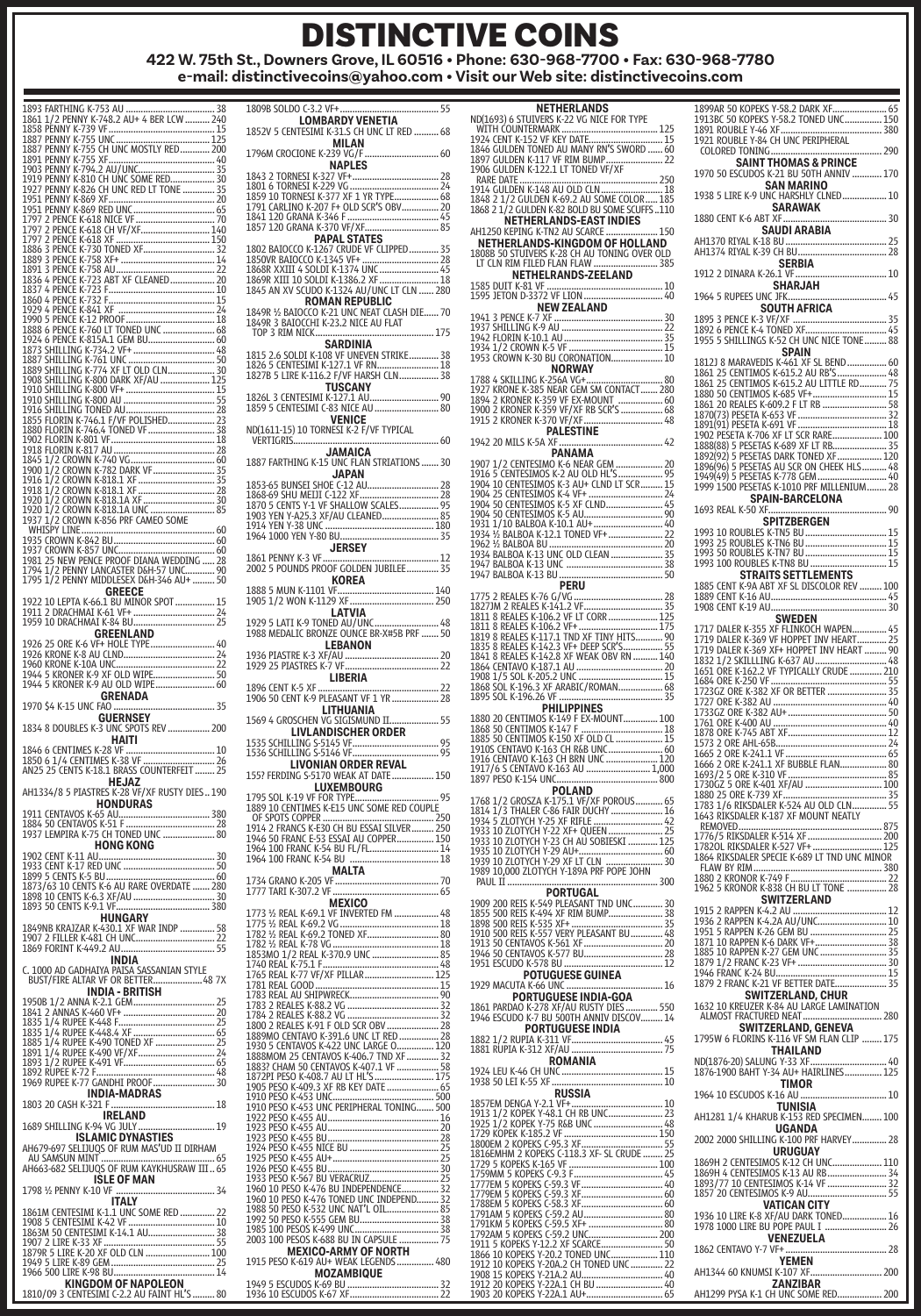# DISTINCTIVE COINS

**422 W. 75th St., Downers Grove, IL 60516 • Phone: 630-968-7700 • Fax: 630-968-7780**
**e-mail: distinctivecoins@yahoo.com • Visit our Web site: distinctivecoins.com**

1893 FARTHING K-753 AU .................................... 38
1861 1/2 PENNY K-748.2 AU+ 4 BER LCW ........... 240
1858 PENNY K-739 VF ........................................... 15
1887 PENNY K-755 UNC ....................................... 125
1887 PENNY K-755 CH UNC MOSTLY RED ........... 200
1891 PENNY K-755 XF ........................................... 40
1903 PENNY K-794.2 AU/UNC ................................. 35
1919 PENNY K-810 CH UNC SOME RED .................. 30
1927 PENNY K-826 CH UNC RED LT TONE ............. 35
1951 PENNY K-869 XF ............................................ 20
1951 PENNY K-869 RED UNC .................................. 65
1797 2 PENCE K-618 NICE VF ................................. 70
1797 2 PENCE K-618 CH VF/XF .............................. 140
1797 2 PENCE K-618 XF ......................................... 150
1886 3 PENCE K-730 TONED XF ............................... 32
1889 3 PENCE K-758 XF+ ........................................ 14
1891 3 PENCE K-758 AU .......................................... 22
1836 4 PENCE K-723 ABT XF CLEANED .................... 20
1837 4 PENCE K-723 F ............................................ 10
1860 4 PENCE K-732 F ............................................ 15
1929 4 PENCE K-841 XF .......................................... 24
1990 5 PENCE K-12 PROOF ...................................... 18
1888 6 PENCE K-760 LT TONED UNC ......................... 68
1926 6 PENCE K-815A.1 GEM BU ............................... 60
1873 SHILLING K-734.2 VF+ ..................................... 48
1887 SHILLING K-761 UNC ........................................ 50
1889 SHILLING K-774 XF LT OLD CLN ....................... 30
1908 SHILLING K-800 DARK XF/AU ........................ 125
1910 SHILLING K-800 VF+ ......................................... 15
1910 SHILLING K-800 AU .......................................... 55
1916 SHILLING TONED AU ......................................... 28
1855 FLORIN K-746.1 F/VF POLISHED ...................... 23
1880 FLORIN K-746.4 TONED VF ............................... 38
1902 FLORIN K-801 VF ................................................ 18
1918 FLORIN K-817 AU ................................................ 28
1845 1/2 CROWN K-740 VG ........................................ 60
1900 1/2 CROWN K-782 DARK VF ............................... 35
1916 1/2 CROWN K-818.1 XF ...................................... 35
1918 1/2 CROWN K-818.1 XF ...................................... 28
1920 1/2 CROWN K-818.1A XF ..................................... 30
1920 1/2 CROWN K-818.1A UNC ................................... 85
1937 1/2 CROWN K-856 PRF CAMEO SOME WHISPY LINE .................................................................. 60
1935 CROWN K-842 BU ................................................ 60
1937 CROWN K-857 UNC .............................................. 60
1981 25 NEW PENCE PROOF DIANA WEDDING ........ 28
1794 1/2 PENNY LANCASTER D&H-57 UNC ................ 90
1795 1/2 PENNY MIDDLESEX D&H-346 AU+ ............... 50

## GREECE
1922 10 LEPTA K-66.1 BU MINOR SPOT ...................... 15
1911 2 DRACHMAI K-61 VF+ ........................................ 24
1959 10 DRACHMAI K-84 BU ........................................ 25

## GREENLAND
1926 25 ORE K-6 VF+ HOLE TYPE ................................ 40
1926 KRONE K-8 AU CLND ............................................ 24
1960 KRONE K-10A UNC ................................................ 22
1944 5 KRONER K-9 XF OLD WIPE ................................ 50
1944 5 KRONER K-9 AU OLD WIPE ................................ 60

## GRENADA
1970 $4 K-15 UNC FAO ................................................ 35

## GUERNSEY
1834 8 DOUBLES K-3 UNC SPOTS REV ......................... 200

## HAITI
1846 6 CENTIMES K-28 VF ............................................ 10
1850 6 1/4 CENTIMES K-38 VF ..................................... 26
AN25 25 CENTS K-18.1 BRASS COUNTERFEIT ............. 25

## HEJAZ
AH1334/8 5 PIASTRES K-28 VF/XF RUSTY DIES .......... 190

## HONDURAS
1911 CENTAVOS K-65 AU ............................................ 380
1884 50 CENTAVOS K-51 F ............................................ 28
1937 LEMPIRA K-75 CH LT TONED UNC ........................ 80

## HONG KONG
1902 CENT K-11 AU ........................................................ 30
1933 CENT K-17 RED UNC ............................................. 50
1899 5 CENTS K-5 BU .................................................... 60
1873/63 10 CENTS K-6 AU RARE OVERDATE ............... 280
1898 10 CENTS K-6.3 XF/AU .......................................... 30
1893 50 CENTS K-9.1 VF ............................................... 380

## HUNGARY
1849NB KRAJZAR K-430.1 XF WAR INDP ........................ 58
1907 2 FILLER K-481 CH UNC ........................................ 22
1869 FORINT K-449.2 AU ................................................ 55

## INDIA
C. 1000 AD GADHIYA PAISA SASSANIAN STYLE BUST/FIRE ALTAR VF OR BETTER ............................. 48 7X

## INDIA - BRITISH
1950B 1/2 ANNA K-2.1 GEM ............................................ 25
1841 2 ANNAS K-460 VF+ ............................................... 20
1835 1/4 RUPEE K-448 F ................................................. 25
1835 1/4 RUPEE K-448.4 XF .......................................... 65
1885 1/4 RUPEE K-490 TONED XF .................................. 25
1891 1/4 RUPEE K-490 VF/XF ......................................... 24
1893 1/2 RUPEE K-491 VF ............................................... 65
1892 RUPEE K-72 F .......................................................... 48
1969 RUPEE K-77 GANDHI PROOF .................................. 30

## INDIA-MADRAS
1803 20 CASH K-321 F ..................................................... 18

## IRELAND
1689 SHILLING K-94 VG JULY ........................................... 19

## ISLAMIC DYNASTIES
AH679-697 SELJUQS OF RUM MAS'UD II DIRHAM AU SAMSUN MINT ............................................................... 65
AH663-682 SELJUQS OF RUM KAYKHUSRAW III .. 65

## ISLE OF MAN
1798 ½ PENNY K-10 VF .................................................... 34

## ITALY
1861M CENTESIMI K-1.1 UNC SOME RED .......................... 22
1908 5 CENTESIMI K-42 VF ............................................... 10
1863M 50 CENTESIMI K-14.1 AU ...................................... 38
1907 2 LIRE K-33 XF ......................................................... 55
1879R 5 LIRE K-20 XF OLD CLN ...................................... 100
1949 5 LIRE K-89 GEM ..................................................... 25
1966 500 LIRE K-98 BU ..................................................... 14

## KINGDOM OF NAPOLEON
1810/09 3 CENTESIMI C-2.2 AU FAINT HL'S ....................... 80

1809B SOLDO C-3.2 VF+ ...................................................... 55

## LOMBARDY VENETIA
1852V 5 CENTESIMI K-31.5 CH UNC LT RED ...................... 68

## MILAN
1796M CROCIONE K-239 VG/F .............................................. 60

## NAPLES
1843 2 TORNESI K-327 VF+ .................................................. 28
1801 6 TORNESI K-229 VG ................................................... 24
1859 10 TORNESI K-377 XF 1 YR TYPE ................................ 68
1791 CARLINO K-207 F+ OLD SCR'S OBV ............................. 20
1841 120 GRANA K-346 F ...................................................... 45
1857 120 GRANA K-370 VF/XF ............................................. 85

## PAPAL STATES
1802 BAIOCCO K-1267 CRUDE VF CLIPPED ........................... 35
1850VR BAIOCCO K-1345 VF+ .............................................. 28
1868R XXIII 4 SOLDI K-1374 UNC .......................................... 45
1869R XIII 10 SOLDI K-1386.2 XF ......................................... 18
1845 AN XV SCUDO K-1324 AU/UNC LT CLN ...................... 280

## ROMAN REPUBLIC
1849R ½ BAIOCCO K-21 UNC NEAT CLASH DIE ...................... 70
1849R 3 BAIOCCHI K-23.2 NICE AU FLAT TOP 3 RIM NICK .................................................................... 175

## SARDINIA
1815 2.6 SOLDI K-108 VF UNEVEN STRIKE ........................... 38
1826 5 CENTESIMI K-127.1 VF RN ......................................... 18
1827B 5 LIRE K-116.2 F/VF HARSH CLN ................................ 38

## TUSCANY
1826L 3 CENTESIMI K-127.1 AU ............................................. 90
1859 5 CENTESIMI C-83 NICE AU ........................................... 80

## VENICE
ND(1611-15) 10 TORNESI K-2 F/VF TYPICAL VERTIGRIS ............................................................................ 60

## JAMAICA
1887 FARTHING K-15 UNC FLAN STRIATIONS ....................... 30

## JAPAN
1853-65 BUNSEI SHOE C-12 AU .............................................. 28
1868-69 SHU MEIJI C-122 XF .................................................. 28
1870 5 CENTS Y-1 VF SHALLOW SCALES ................................ 95
1903 YEN Y-A25.3 XF/AU CLEANED ........................................ 85
1914 YEN Y-38 UNC ................................................................ 180
1964 1000 YEN Y-80 BU ........................................................... 35

## JERSEY
1861 PENNY K-3 VF .................................................................. 12
2002 5 POUNDS PROOF GOLDEN JUBILEE .............................. 35

## KOREA
1888 5 MUN K-1101 VF ........................................................... 140
1905 1/2 WON K-1129 XF ........................................................ 250

## LATVIA
1929 5 LATI K-9 TONED AU/UNC ............................................... 48
1988 MEDALIC BRONZE OUNCE BR-X#5B PRF ........................ 50

## LEBANON
1936 PIASTRE K-3 XF/AU .......................................................... 20
1929 25 PIASTRES K-7 VF ......................................................... 22

## LIBERIA
1896 CENT K-5 XF ..................................................................... 22
1906 50 CENT K-9 PLEASANT VF 1 YR ..................................... 28

## LITHUANIA
1569 4 GROSCHEN VG SIGISMUND II ....................................... 55

## LIVLANDISCHER ORDER
1535 SCHILLING S-5145 VF ....................................................... 95
1536 SCHILLING S-5146 VF ....................................................... 95

## LIVONIAN ORDER REVAL
155? FERDING S-5170 WEAK AT DATE ..................................... 150

## LUXEMBOURG
1795 SOL K-19 VF FOR TYPE ...................................................... 95
1889 10 CENTIMES K-E15 UNC SOME RED COUPLE OF SPOTS COPPER ........................................................................ 250
1914 2 FRANCS K-E30 CH BU ESSAI SILVER ............................ 250
1946 50 FRANC E-53 ESSAI AU COPPER ................................... 150
1964 100 FRANC K-54 BU FL/FL ................................................... 14
1964 100 FRANC K-54 BU ............................................................ 18

## MALTA
1734 GRANO K-205 VF ................................................................ 70
1777 TARI K-307.2 VF ................................................................... 65

## MEXICO
1773 ½ REAL K-69.1 VF INVERTED FM ......................................... 48
1775 ½ REAL K-69.2 VG ................................................................ 18
1782 ½ REAL K-69.2 TONED XF .................................................... 80
1782 ½ REAL K-78 VG .................................................................... 18
1853MO 1/2 REAL K-370.9 UNC ................................................... 85
1740 REAL K-75.1 F ........................................................................ 48
1765 REAL K-77 VF/XF PILLAR .................................................... 125
1781 REAL GOOD ............................................................................ 15
1783 REAL AU SHIPWRECK ............................................................ 90
1783 2 REALES K-88.2 VG ............................................................. 32
1784 2 REALES K-88.2 VG ............................................................. 32
1800 2 REALES K-91 F OLD SCR OBV ............................................ 28
1889MO CENTAVO K-391.6 UNC LT RED ........................................ 28
1930 5 CENTAVOS K-422 UNC LARGE O ....................................... 120
1888MOM 25 CENTAVOS K-406.7 TND XF ....................................... 32
1883? CHAM 50 CENTAVOS K-407.1 VF ........................................... 58
1872PI PESO K-408.7 AU LT HL'S ................................................. 175
1905 PESO K-409.3 XF RB KEY DATE ............................................... 65
1910 PESO K-453 UNC ...................................................................... 500
1910 PESO K-453 UNC PERIPHERAL TONING ................................. 500
1922 PESO K-455 AU ........................................................................ 16
1923 PESO K-455 AU ........................................................................ 20
1923 PESO K-455 UNC ...................................................................... 28
1924 PESO K-455 NICE BU ................................................................ 25
1925 PESO K-455 AU+ ..................................................................... 25
1926 PESO K-455 BU ........................................................................ 30
1933 PESO K-567 BU VERACRUZ ...................................................... 25
1960 10 PESO K-476 BU INDEPENDENCE ......................................... 32
1960 10 PESO K-476 TONED UNC INDEPEND ..................................... 32
1988 50 PESO K-532 UNC NAT'L OIL ................................................ 85
1992 50 PESO K-555 GEM BU .............................................................. 38
1985 100 PESOS K-499 UNC ................................................................. 38
2003 100 PESOS K-688 BU IN CAPSULE ............................................... 75

## MEXICO-ARMY OF NORTH
1915 PESO K-619 AU+ WEAK LEGENDS ............................................. 480

## MOZAMBIQUE
1949 5 ESCUDOS K-69 BU ........................................................................ 32
1936 10 ESCUDOS K-67 XF ........................................................................ 22

## NETHERLANDS
ND(1693) 6 STUIVERS K-22 VG NICE FOR TYPE WITH COUNTERMARK ............................................................ 125
1924 CENT K-152 VF KEY DATE ..................................................... 15
1846 GULDEN TONED AU MANY RN'S SWORD ............................. 60
1897 GULDEN K-117 VF RIM BUMP ............................................... 22
1906 GULDEN K-122.1 LT TONED VF/XF RARE DATE ............................................................................... 250
1914 GULDEN K-148 AU OLD CLN ................................................... 18
1848 2 1/2 GULDEN K-69.2 AU SOME COLOR ................................. 185
1868 2 1/2 GULDEN K-82 BOLD BU SOME SCUFFS .. 110

## NETHERLANDS-EAST INDIES
AH1250 KEPING K-TN2 AU SCARCE ................................................. 150

## NETHERLANDS-KINGDOM OF HOLLAND
1808B 50 STUIVERS K-28 CH AU TONING OVER OLD LT CLN RIM FILED FLAN FLAW ...................................................... 385

## NETHELRANDS-ZEELAND
1585 DUIT K-81 VF ............................................................................. 10
1595 JETON D-3372 VF LION ............................................................. 40

## NEW ZEALAND
1941 3 PENCE K-7 XF ......................................................................... 30
1937 SHILLING K-9 AU ....................................................................... 22
1942 FLORIN K-10.1 AU ..................................................................... 35
1934 1/2 CROWN K-5 VF ..................................................................... 15
1953 CROWN K-30 BU CORONATION .................................................. 10

## NORWAY
1788 4 SKILLING K-256A VG+ .............................................................. 20
1927 KRONE K-385 NEAR GEM SM CONTACT ....................................... 280
1894 2 KRONER K-359 VF EX-MOUNT .................................................. 60
1900 2 KRONER K-359 VF/XF RB SCR'S ................................................ 68
1915 2 KRONER K-370 VF/XF ................................................................ 48

## PALESTINE
1942 20 MILS K-5A XF ........................................................................... 42

## PANAMA
1907 1/2 CENTESIMO K-6 NEAR GEM ..................................................... 20
1916 5 CENTESIMOS K-2 AU OLD HL'S .................................................. 95
1904 10 CENTESIMOS K-3 AU+ CLND LT SCR ........................................ 15
1904 25 CENTESIMOS K-4 VF+ ................................................................ 24
1904 50 CENTESIMOS K-5 XF CLND .......................................................... 45
1904 50 CENTESIMOS K-5 AU .................................................................. 90
1931 1/10 BALBOA K-10.1 AU+ ................................................................. 40
1934 ½ BALBOA K-12.1 TONED VF+ .......................................................... 22
1962 ½ BALBOA BU .................................................................................. 20
1934 BALBOA K-13 UNC OLD CLEAN ........................................................ 35
1947 BALBOA K-13 UNC ............................................................................ 38
1947 BALBOA K-13 BU ............................................................................... 50

## PERU
1775 2 REALES K-76 G/VG ........................................................................ 28
1827JM 2 REALES K-141.2 VF ..................................................................... 35
1811 8 REALES K-106.2 VF LT CORR ......................................................... 125
1811 8 REALES K-106.2 VF+ ..................................................................... 175
1819 8 REALES K-117.1 TND XF TINY HITS ................................................. 90
1835 8 REALES K-142.3 VF+ DEEP SCR'S ..................................................... 55
1841 8 REALES K-142.8 XF WEAK OBV RN ................................................ 140
1864 CENTAVO K-187.1 AU ........................................................................... 20
1908 1/5 SOL K-205.2 UNC ......................................................................... 15
1868 SOL K-196.3 XF ARABIC/ROMAN .......................................................... 68
1895 SOL K-196.26 VF ................................................................................... 35

## PHILIPPINES
1880 20 CENTIMOS K-149 F EX-MOUNT ........................................................ 100
1868 50 CENTIMOS K-147 F ............................................................................ 18
1885 50 CENTIMOS K-150 XF OLD CL ............................................................. 15
1910S CENTAVO K-163 CH R&B UNC ................................................................ 60
1916 CENTAVO K-163 CH BRN UNC ................................................................. 120
1917/6 S CENTAVO K-163 AU ....................................................................... 1,000
1897 PESO K-154 UNC ....................................................................................... 800

## POLAND
1768 1/2 GROSZA K-175.1 VF/XF POROUS ........................................................ 65
1814 1/3 THALER C-86 FAIR DUCHY ................................................................. 16
1934 5 ZLOTYCH Y-25 XF RIFLE ....................................................................... 42
1933 10 ZLOTYCH Y-22 XF+ QUEEN ................................................................... 25
1933 10 ZLOTYCH Y-23 CH AU SOBIESKI ......................................................... 125
1935 10 ZLOTYCH Y-29 AU+ ............................................................................... 60
1939 10 ZLOTYCH Y-29 XF LT CLN ..................................................................... 30
1989 10,000 ZLOTYCH Y-189A PRF POPE JOHN PAUL II .................................................................................................... 300

## PORTUGAL
1909 200 REIS K-549 PLEASANT TND UNC ............................................................ 30
1855 500 REIS K-494 XF RIM BUMP ...................................................................... 38
1898 500 REIS K-535 XF+ ...................................................................................... 35
1910 500 REIS K-557 VERY PLEASANT BU ............................................................. 48
1913 50 CENTAVOS K-561 XF .................................................................................. 20
1946 50 CENTAVOS K-577 BU ................................................................................... 28
1951 ESCUDO K-578 BU .......................................................................................... 12

## POTUGUESE GUINEA
1929 MACUTA K-66 UNC ........................................................................................... 16

## PORTUGUESE INDIA-GOA
1861 PARDAO K-278 XF/AU RUSTY DIES ................................................................. 550
1946 ESCUDO K-7 BU 500TH ANNIV DISCOV ............................................................. 14

## PORTUGUESE INDIA
1882 1/2 RUPIA K-311 VF .......................................................................................... 45
1881 RUPIA K-312 XF/AU ............................................................................................ 75

## ROMANIA
1924 LEU K-46 CH UNC ............................................................................................. 15
1938 50 LEI K-55 XF ................................................................................................. 10

## RUSSIA
1857EM DENGA Y-2.1 VF+ ............................................................................................ 10
1913 1/2 KOPEK Y-48.1 CH RB UNC ............................................................................ 23
1925 1/2 KOPEK Y-75 R&B UNC .................................................................................... 48
1729 KOPEK K-185.2 VF .............................................................................................. 150
1800EM 2 KOPEKS C-95.3 XF ......................................................................................... 55
1816EMHM 2 KOPEKS C-118.3 XF- SL CRUDE ................................................................. 25
1729 5 KOPEKS K-165 VF ............................................................................................ 100
1759MM 5 KOPEKS C-9.3 F ............................................................................................. 45
1777EM 5 KOPEKS C-59.3 VF ........................................................................................... 40
1779EM 5 KOPEKS C-59.3 XF ........................................................................................... 60
1788EM 5 KOPEKS C-58.3 XF ........................................................................................... 60
1791AM 5 KOPEKS C-59.2 AU ........................................................................................... 80
1791KM 5 KOPEKS C-59.5 XF+ ......................................................................................... 80
1792AM 5 KOPEKS C-59.2 UNC ........................................................................................ 200
1911 5 KOPEKS Y-12.2 XF SCARCE ................................................................................... 50
1866 10 KOPEKS Y-20.2 TONED UNC ............................................................................... 110
1912 10 KOPEKS Y-20A.2 CH TONED UNC ......................................................................... 22
1908 15 KOPEKS Y-21A.2 AU ............................................................................................ 40
1912 20 KOPEKS Y-22A.1 CH BU ........................................................................................ 40
1903 20 KOPEKS Y-22A.1 AU+ ............................................................................................ 65

1899AR 50 KOPEKS Y-58.2 DARK XF ........................................................................... 65
1913BC 50 KOPEKS Y-58.2 TONED UNC ...................................................................... 150
1891 ROUBLE Y-46 XF ................................................................................................. 380
1921 ROUBLE Y-84 CH UNC PERIPHERAL COLORED TONING ............................................................................................ 290

## SAINT THOMAS & PRINCE
1970 50 ESCUDOS K-21 BU 50TH ANNIV ....................................................................... 170

## SAN MARINO
1938 5 LIRE K-9 UNC HARSHLY CLNED ............................................................................ 10

## SARAWAK
1880 CENT K-6 ABT XF ...................................................................................................... 30

## SAUDI ARABIA
AH1370 RIYAL K-18 BU ........................................................................................................ 25
AH1374 RIYAL K-39 CH BU .................................................................................................. 28

## SERBIA
1912 2 DINARA K-26.1 VF ..................................................................................................... 10

## SHARJAH
1964 5 RUPEES UNC JFK ........................................................................................................ 45

## SOUTH AFRICA
1895 3 PENCE K-3 VF/XF ........................................................................................................ 35
1892 6 PENCE K-4 TONED XF ..................................................................................................... 45
1955 5 SHILLINGS K-52 CH UNC NICE TONE ............................................................................. 88

## SPAIN
1812J 8 MARAVEDIS K-461 XF SL BEND ......................................................................................... 60
1861 25 CENTIMOS K-615.2 AU RB'S ................................................................................................ 48
1861 25 CENTIMOS K-615.2 AU LITTLE RD ........................................................................................ 75
1880 50 CENTIMOS K-685 VF+ ............................................................................................................ 15
1861 20 REALES K-609.2 F LT RB ......................................................................................................... 58
1870(73) PESETA K-653 VF ...................................................................................................................... 22
1891(91) PESETA K-691 VF ........................................................................................................................ 18
1902 PESETA K-706 XF LT SCR RARE ........................................................................................................ 100
1888(88) 5 PESETAS K-689 XF LT RB ............................................................................................................ 35
1892(92) 5 PESETAS DARK TONED XF ........................................................................................................... 120
1896(96) 5 PESETAS AU SCR ON CHEEK HLS ........................................................................................................ 48
1949(49) 5 PESETAS K-778 GEM ......................................................................................................................... 40
1999 1500 PESETAS K-1010 PRF MILLENIUM ......................................................................................................... 28

## SPAIN-BARCELONA
1693 REAL K-50 XF ........................................................................................................................................... 90

## SPITZBERGEN
1993 10 ROUBLES K-TN5 BU ................................................................................................................................ 15
1993 25 ROUBLES K-TN6 BU ................................................................................................................................ 15
1993 50 ROUBLES K-TN7 BU ................................................................................................................................ 15
1993 100 ROUBLES K-TN8 BU .............................................................................................................................. 15

## STRAITS SETTLEMENTS
1885 CENT K-9A ABT XF SL DISCOLOR REV ................................................................................................................ 100
1889 CENT K-16 AU ................................................................................................................................................ 45
1908 CENT K-19 AU ................................................................................................................................................ 30

## SWEDEN
1717 DALER K-355 XF FLINKOCH WAPEN .......................................................................................................................... 45
1719 DALER K-369 VF HOPPET INV HEART .......................................................................................................................... 25
1719 DALER K-369 XF+ HOPPET INV HEART .......................................................................................................................... 90
1832 1/2 SKILLING K-637 AU .......................................................................................................................................... 48
1651 ORE K-162.2 VF TYPICALLY CRUDE ................................................................................................................................ 210
1684 ORE K-250 VF ......................................................................................................................................................... 55
1723GZ ORE K-382 XF OR BETTER .......................................................................................................................................... 35
1727 ORE K-382 AU ......................................................................................................................................................... 40
1733GZ ORE K-382 AU+ ......................................................................................................................................................... 50
1761 ORE K-400 AU ......................................................................................................................................................... 40
1878 ORE K-745 ABT XF ......................................................................................................................................................... 12
1573 2 ORE AHL-65B ......................................................................................................................................................... 24
1665 2 ORE K-241.1 VF ......................................................................................................................................................... 65
1666 2 ORE K-241.1 VF BUBBLE FLAN ......................................................................................................................................................... 80
1693/2 5 ORE K-310 VF ......................................................................................................................................................... 85
1730GZ 5 ORE K-401 XF/AU ......................................................................................................................................................... 100
1880 25 ORE K-739 XF ......................................................................................................................................................... 35
1783 1/6 RIKSDALER K-524 AU OLD CLN ......................................................................................................................................................... 55
1643 RIKSDALER K-187 XF MOUNT NEATLY REMOVED ......................................................................................................................................................... 875
1776/5 RIKSDALER K-514 XF ......................................................................................................................................................... 200
1782OL RIKSDALER K-527 VF+ ......................................................................................................................................................... 125
1864 RIKSDALER SPECIE K-689 LT TND UNC MINOR FLAW BY RIM ......................................................................................................................................................... 380
1880 2 KRONOR K-749 F ......................................................................................................................................................... 22
1962 5 KRONOR K-838 CH BU LT TONE ......................................................................................................................................................... 28

## SWITZERLAND
1915 2 RAPPEN K-4.2 AU ......................................................................................................................................................... 12
1936 2 RAPPEN K-4.2A AU/UNC ......................................................................................................................................................... 10
1951 5 RAPPEN K-26 GEM BU ......................................................................................................................................................... 25
1871 10 RAPPEN K-6 DARK VF+ ......................................................................................................................................................... 38
1885 10 RAPPEN K-27 GEM UNC ......................................................................................................................................................... 35
1879 1/2 FRANC K-23 VF+ ......................................................................................................................................................... 30
1946 FRANC K-24 BU ......................................................................................................................................................... 15
1879 2 FRANC K-21 VF BETTER DATE ......................................................................................................................................................... 35

## SWITZERLAND, CHUR
1632 10 KREUZER K-84 AU LARGE LAMINATION ALMOST FRACTURED NEAT ......................................................................................................................................................... 280

## SWITZERLAND, GENEVA
1795W 6 FLORINS K-116 VF SM FLAN CLIP ......................................................................................................................................................... 175

## THAILAND
ND(1876-20) SALUNG Y-33 XF ......................................................................................................................................................... 40
1876-1900 BAHT Y-34 AU+ HAIRLINES ......................................................................................................................................................... 125

## TIMOR
1964 10 ESCUDOS K-16 AU ......................................................................................................................................................... 10

## TUNISIA
AH1281 1/4 KHARUB K-153 RED SPECIMEN ......................................................................................................................................................... 100

## UGANDA
2002 2000 SHILLING K-100 PRF HARVEY ......................................................................................................................................................... 28

## URUGUAY
1869H 2 CENTESIMOS K-12 CH UNC ......................................................................................................................................................... 110
1869H 4 CENTESIMOS K-13 AU RB ......................................................................................................................................................... 34
1893/77 10 CENTESIMOS K-14 VF ......................................................................................................................................................... 32
1857 20 CENTESIMOS K-9 AU ......................................................................................................................................................... 55

## VATICAN CITY
1936 10 LIRE K-8 XF/AU DARK TONED ......................................................................................................................................................... 16
1978 1000 LIRE BU POPE PAUL I ......................................................................................................................................................... 26

## VENEZUELA
1862 CENTAVO Y-7 VF+ ......................................................................................................................................................... 28

## YEMEN
AH1344 60 KNUMSI K-107 XF ......................................................................................................................................................... 200

## ZANZIBAR
AH1299 PYSA K-1 CH UNC SOME RED ......................................................................................................................................................... 200